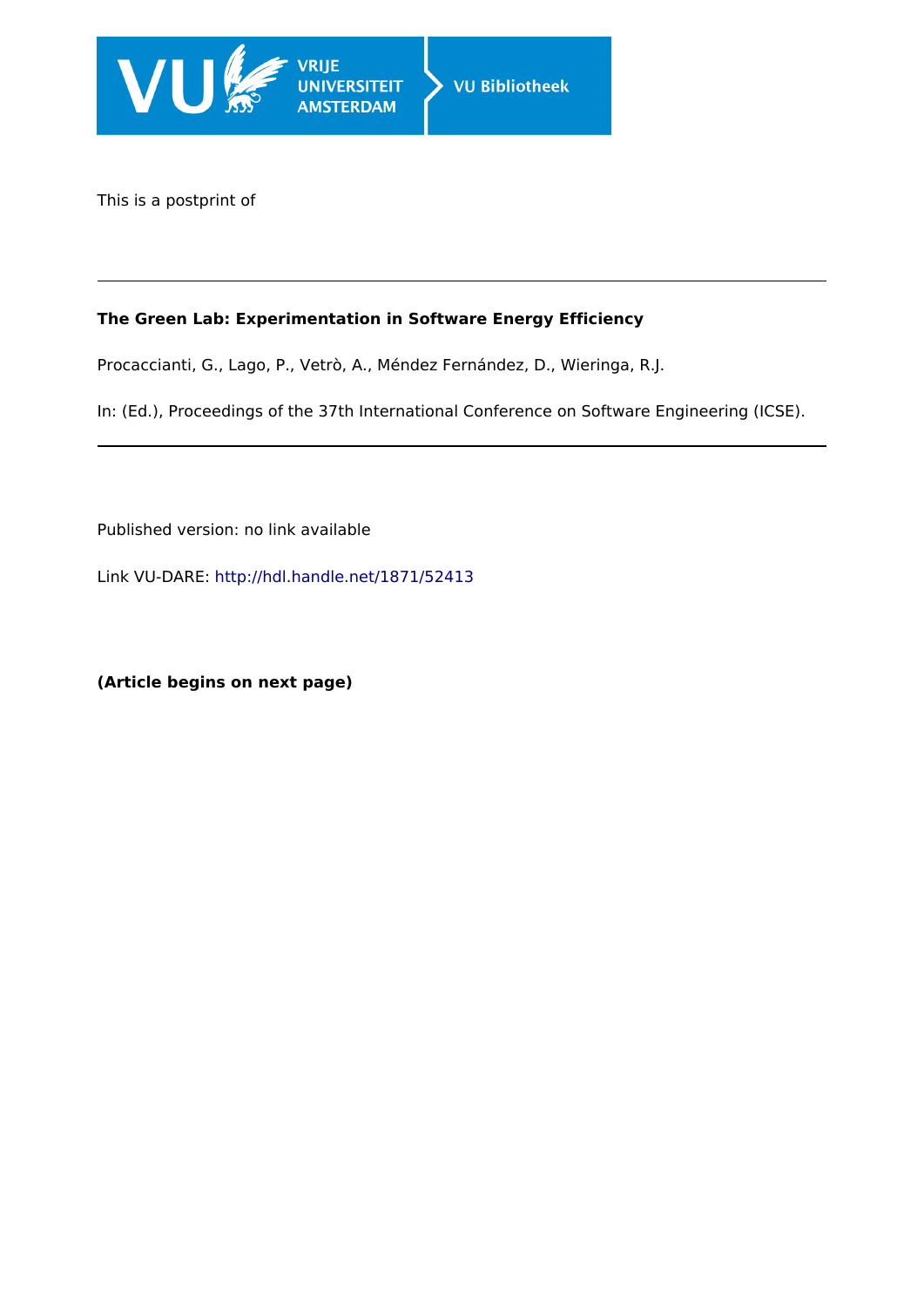This is a postprint of

---

**The Green Lab: Experimentation in Software Energy Efficiency**

Procaccianti, G., Lago, P., Vetrò, A., Méndez Fernández, D., Wieringa, R.J.

In: (Ed.), Proceedings of the 37th International Conference on Software Engineering (ICSE).

---

Published version: no link available

Link VU-DARE: http://hdl.handle.net/1871/52413

**(Article begins on next page)**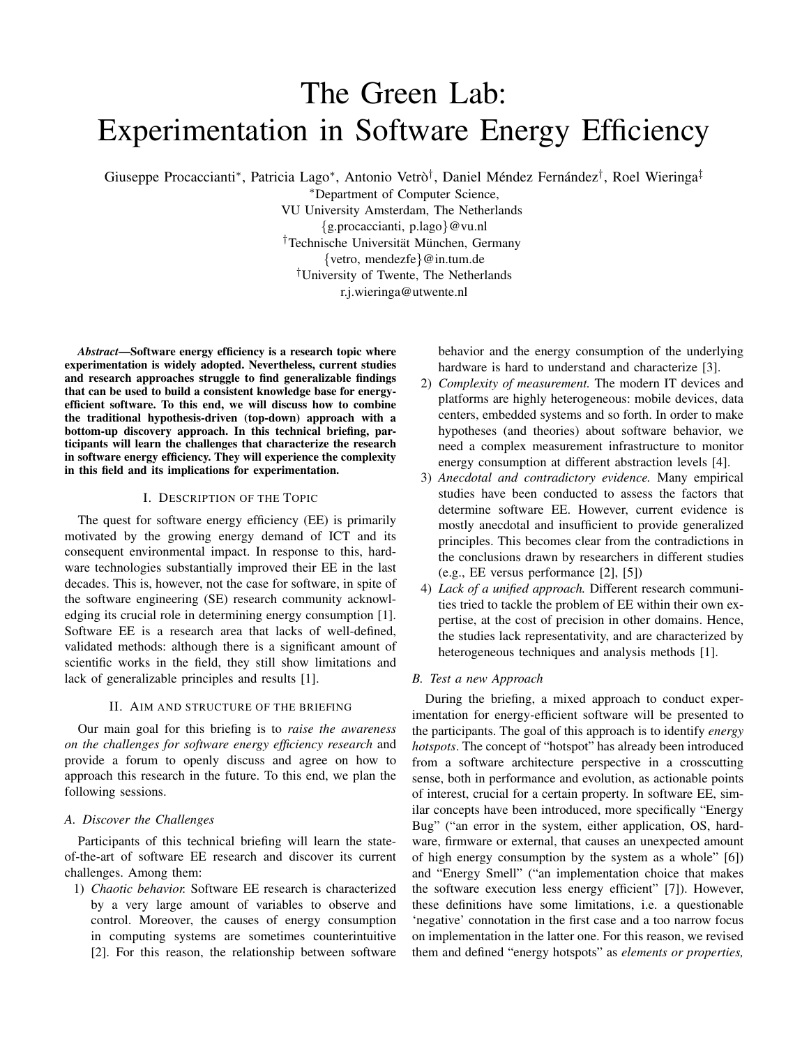# The Green Lab: Experimentation in Software Energy Efficiency

Giuseppe Procaccianti[*], Patricia Lago[*], Antonio Vetrò[†], Daniel Méndez Fernández[†], Roel Wieringa[‡]

[*]Department of Computer Science,
VU University Amsterdam, The Netherlands
{g.procaccianti, p.lago}@vu.nl
[†]Technische Universität München, Germany
{vetro, mendezfe}@in.tum.de
[†]University of Twente, The Netherlands
r.j.wieringa@utwente.nl

***Abstract*—Software energy efficiency is a research topic where experimentation is widely adopted. Nevertheless, current studies and research approaches struggle to find generalizable findings that can be used to build a consistent knowledge base for energy-efficient software. To this end, we will discuss how to combine the traditional hypothesis-driven (top-down) approach with a bottom-up discovery approach. In this technical briefing, participants will learn the challenges that characterize the research in software energy efficiency. They will experience the complexity in this field and its implications for experimentation.**

## I. Description of the Topic

The quest for software energy efficiency (EE) is primarily motivated by the growing energy demand of ICT and its consequent environmental impact. In response to this, hardware technologies substantially improved their EE in the last decades. This is, however, not the case for software, in spite of the software engineering (SE) research community acknowledging its crucial role in determining energy consumption [1]. Software EE is a research area that lacks of well-defined, validated methods: although there is a significant amount of scientific works in the field, they still show limitations and lack of generalizable principles and results [1].

## II. Aim and Structure of the Briefing

Our main goal for this briefing is to *raise the awareness on the challenges for software energy efficiency research* and provide a forum to openly discuss and agree on how to approach this research in the future. To this end, we plan the following sessions.

### A. Discover the Challenges

Participants of this technical briefing will learn the state-of-the-art of software EE research and discover its current challenges. Among them:

1) *Chaotic behavior.* Software EE research is characterized by a very large amount of variables to observe and control. Moreover, the causes of energy consumption in computing systems are sometimes counterintuitive [2]. For this reason, the relationship between software behavior and the energy consumption of the underlying hardware is hard to understand and characterize [3].
2) *Complexity of measurement.* The modern IT devices and platforms are highly heterogeneous: mobile devices, data centers, embedded systems and so forth. In order to make hypotheses (and theories) about software behavior, we need a complex measurement infrastructure to monitor energy consumption at different abstraction levels [4].
3) *Anecdotal and contradictory evidence.* Many empirical studies have been conducted to assess the factors that determine software EE. However, current evidence is mostly anecdotal and insufficient to provide generalized principles. This becomes clear from the contradictions in the conclusions drawn by researchers in different studies (e.g., EE versus performance [2], [5])
4) *Lack of a unified approach.* Different research communities tried to tackle the problem of EE within their own expertise, at the cost of precision in other domains. Hence, the studies lack representativity, and are characterized by heterogeneous techniques and analysis methods [1].

### B. Test a new Approach

During the briefing, a mixed approach to conduct experimentation for energy-efficient software will be presented to the participants. The goal of this approach is to identify *energy hotspots*. The concept of "hotspot" has already been introduced from a software architecture perspective in a crosscutting sense, both in performance and evolution, as actionable points of interest, crucial for a certain property. In software EE, similar concepts have been introduced, more specifically "Energy Bug" ("an error in the system, either application, OS, hardware, firmware or external, that causes an unexpected amount of high energy consumption by the system as a whole" [6]) and "Energy Smell" ("an implementation choice that makes the software execution less energy efficient" [7]). However, these definitions have some limitations, i.e. a questionable 'negative' connotation in the first case and a too narrow focus on implementation in the latter one. For this reason, we revised them and defined "energy hotspots" as *elements or properties,*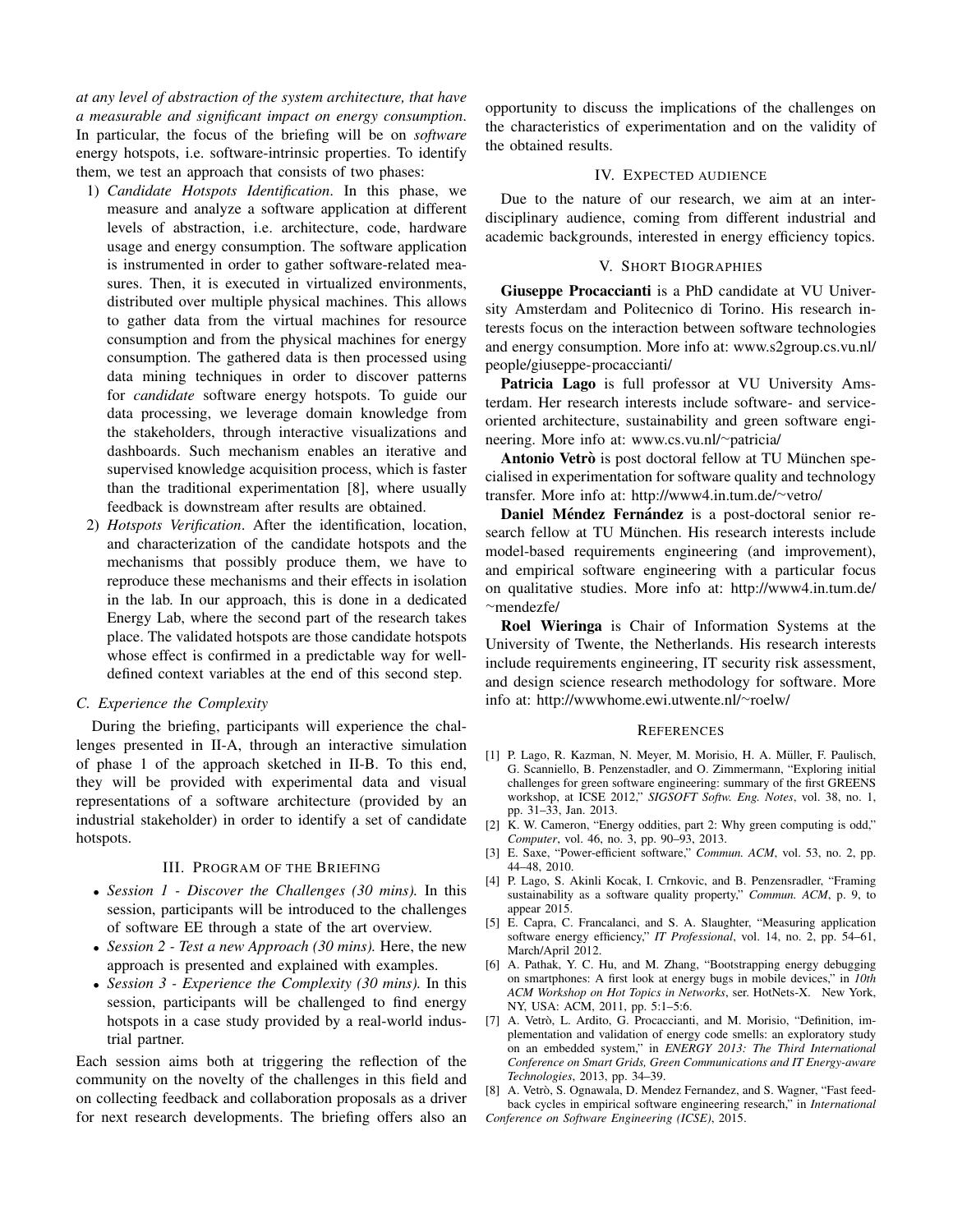*at any level of abstraction of the system architecture, that have a measurable and significant impact on energy consumption*. In particular, the focus of the briefing will be on *software* energy hotspots, i.e. software-intrinsic properties. To identify them, we test an approach that consists of two phases:

1) *Candidate Hotspots Identification*. In this phase, we measure and analyze a software application at different levels of abstraction, i.e. architecture, code, hardware usage and energy consumption. The software application is instrumented in order to gather software-related measures. Then, it is executed in virtualized environments, distributed over multiple physical machines. This allows to gather data from the virtual machines for resource consumption and from the physical machines for energy consumption. The gathered data is then processed using data mining techniques in order to discover patterns for *candidate* software energy hotspots. To guide our data processing, we leverage domain knowledge from the stakeholders, through interactive visualizations and dashboards. Such mechanism enables an iterative and supervised knowledge acquisition process, which is faster than the traditional experimentation [8], where usually feedback is downstream after results are obtained.
2) *Hotspots Verification*. After the identification, location, and characterization of the candidate hotspots and the mechanisms that possibly produce them, we have to reproduce these mechanisms and their effects in isolation in the lab. In our approach, this is done in a dedicated Energy Lab, where the second part of the research takes place. The validated hotspots are those candidate hotspots whose effect is confirmed in a predictable way for well-defined context variables at the end of this second step.

### C. Experience the Complexity

During the briefing, participants will experience the challenges presented in II-A, through an interactive simulation of phase 1 of the approach sketched in II-B. To this end, they will be provided with experimental data and visual representations of a software architecture (provided by an industrial stakeholder) in order to identify a set of candidate hotspots.

## III. Program of the Briefing

- *Session 1 - Discover the Challenges (30 mins).* In this session, participants will be introduced to the challenges of software EE through a state of the art overview.
- *Session 2 - Test a new Approach (30 mins).* Here, the new approach is presented and explained with examples.
- *Session 3 - Experience the Complexity (30 mins).* In this session, participants will be challenged to find energy hotspots in a case study provided by a real-world industrial partner.

Each session aims both at triggering the reflection of the community on the novelty of the challenges in this field and on collecting feedback and collaboration proposals as a driver for next research developments. The briefing offers also an opportunity to discuss the implications of the challenges on the characteristics of experimentation and on the validity of the obtained results.

## IV. Expected Audience

Due to the nature of our research, we aim at an inter-disciplinary audience, coming from different industrial and academic backgrounds, interested in energy efficiency topics.

## V. Short Biographies

**Giuseppe Procaccianti** is a PhD candidate at VU University Amsterdam and Politecnico di Torino. His research interests focus on the interaction between software technologies and energy consumption. More info at: www.s2group.cs.vu.nl/people/giuseppe-procaccianti/

**Patricia Lago** is full professor at VU University Amsterdam. Her research interests include software- and service-oriented architecture, sustainability and green software engineering. More info at: www.cs.vu.nl/~patricia/

**Antonio Vetrò** is post doctoral fellow at TU München specialised in experimentation for software quality and technology transfer. More info at: http://www4.in.tum.de/~vetro/

**Daniel Méndez Fernández** is a post-doctoral senior research fellow at TU München. His research interests include model-based requirements engineering (and improvement), and empirical software engineering with a particular focus on qualitative studies. More info at: http://www4.in.tum.de/~mendezfe/

**Roel Wieringa** is Chair of Information Systems at the University of Twente, the Netherlands. His research interests include requirements engineering, IT security risk assessment, and design science research methodology for software. More info at: http://wwwhome.ewi.utwente.nl/~roelw/

## References

[1] P. Lago, R. Kazman, N. Meyer, M. Morisio, H. A. Müller, F. Paulisch, G. Scanniello, B. Penzenstadler, and O. Zimmermann, "Exploring initial challenges for green software engineering: summary of the first GREENS workshop, at ICSE 2012," *SIGSOFT Softw. Eng. Notes*, vol. 38, no. 1, pp. 31–33, Jan. 2013.

[2] K. W. Cameron, "Energy oddities, part 2: Why green computing is odd," *Computer*, vol. 46, no. 3, pp. 90–93, 2013.

[3] E. Saxe, "Power-efficient software," *Commun. ACM*, vol. 53, no. 2, pp. 44–48, 2010.

[4] P. Lago, S. Akinli Kocak, I. Crnkovic, and B. Penzensradler, "Framing sustainability as a software quality property," *Commun. ACM*, p. 9, to appear 2015.

[5] E. Capra, C. Francalanci, and S. A. Slaughter, "Measuring application software energy efficiency," *IT Professional*, vol. 14, no. 2, pp. 54–61, March/April 2012.

[6] A. Pathak, Y. C. Hu, and M. Zhang, "Bootstrapping energy debugging on smartphones: A first look at energy bugs in mobile devices," in *10th ACM Workshop on Hot Topics in Networks*, ser. HotNets-X. New York, NY, USA: ACM, 2011, pp. 5:1–5:6.

[7] A. Vetrò, L. Ardito, G. Procaccianti, and M. Morisio, "Definition, implementation and validation of energy code smells: an exploratory study on an embedded system," in *ENERGY 2013: The Third International Conference on Smart Grids, Green Communications and IT Energy-aware Technologies*, 2013, pp. 34–39.

[8] A. Vetrò, S. Ognawala, D. Mendez Fernandez, and S. Wagner, "Fast feedback cycles in empirical software engineering research," in *International Conference on Software Engineering (ICSE)*, 2015.